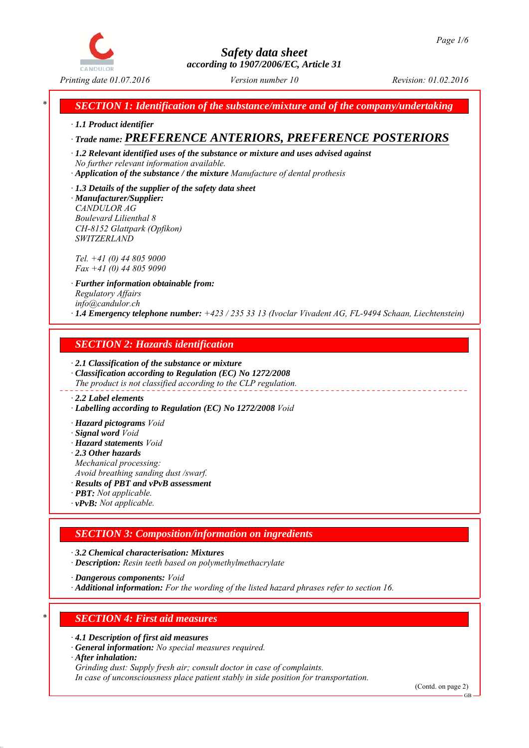# Safety data sheet

*according to 1907/2006/EC, Article 31*

Printing date 01.07.2016 — Version number 10 — Revision: 01.02.2016

## SECTION 1: Identification of the substance/mixture and of the company/undertaking

· **1.1 Product identifier**

· **Trade name: PREFERENCE ANTERIORS, PREFERENCE POSTERIORS**

· **1.2 Relevant identified uses of the substance or mixture and uses advised against**
No further relevant information available.

· **Application of the substance / the mixture** Manufacture of dental prothesis

· **1.3 Details of the supplier of the safety data sheet**

· **Manufacturer/Supplier:**
CANDULOR AG
Boulevard Lilienthal 8
CH-8152 Glattpark (Opfikon)
SWITZERLAND

Tel. +41 (0) 44 805 9000
Fax +41 (0) 44 805 9090

· **Further information obtainable from:**
Regulatory Affairs
info@candulor.ch

· **1.4 Emergency telephone number:** +423 / 235 33 13 (Ivoclar Vivadent AG, FL-9494 Schaan, Liechtenstein)

## SECTION 2: Hazards identification

· **2.1 Classification of the substance or mixture**

· **Classification according to Regulation (EC) No 1272/2008**
The product is not classified according to the CLP regulation.

· **2.2 Label elements**

· **Labelling according to Regulation (EC) No 1272/2008** Void

· **Hazard pictograms** Void

· **Signal word** Void

· **Hazard statements** Void

· **2.3 Other hazards**
Mechanical processing:
Avoid breathing sanding dust /swarf.

· **Results of PBT and vPvB assessment**

· **PBT:** Not applicable.

· **vPvB:** Not applicable.

## SECTION 3: Composition/information on ingredients

· **3.2 Chemical characterisation: Mixtures**

· **Description:** Resin teeth based on polymethylmethacrylate

· **Dangerous components:** Void

· **Additional information:** For the wording of the listed hazard phrases refer to section 16.

## SECTION 4: First aid measures

· **4.1 Description of first aid measures**

· **General information:** No special measures required.

· **After inhalation:**
Grinding dust: Supply fresh air; consult doctor in case of complaints.
In case of unconsciousness place patient stably in side position for transportation.

(Contd. on page 2)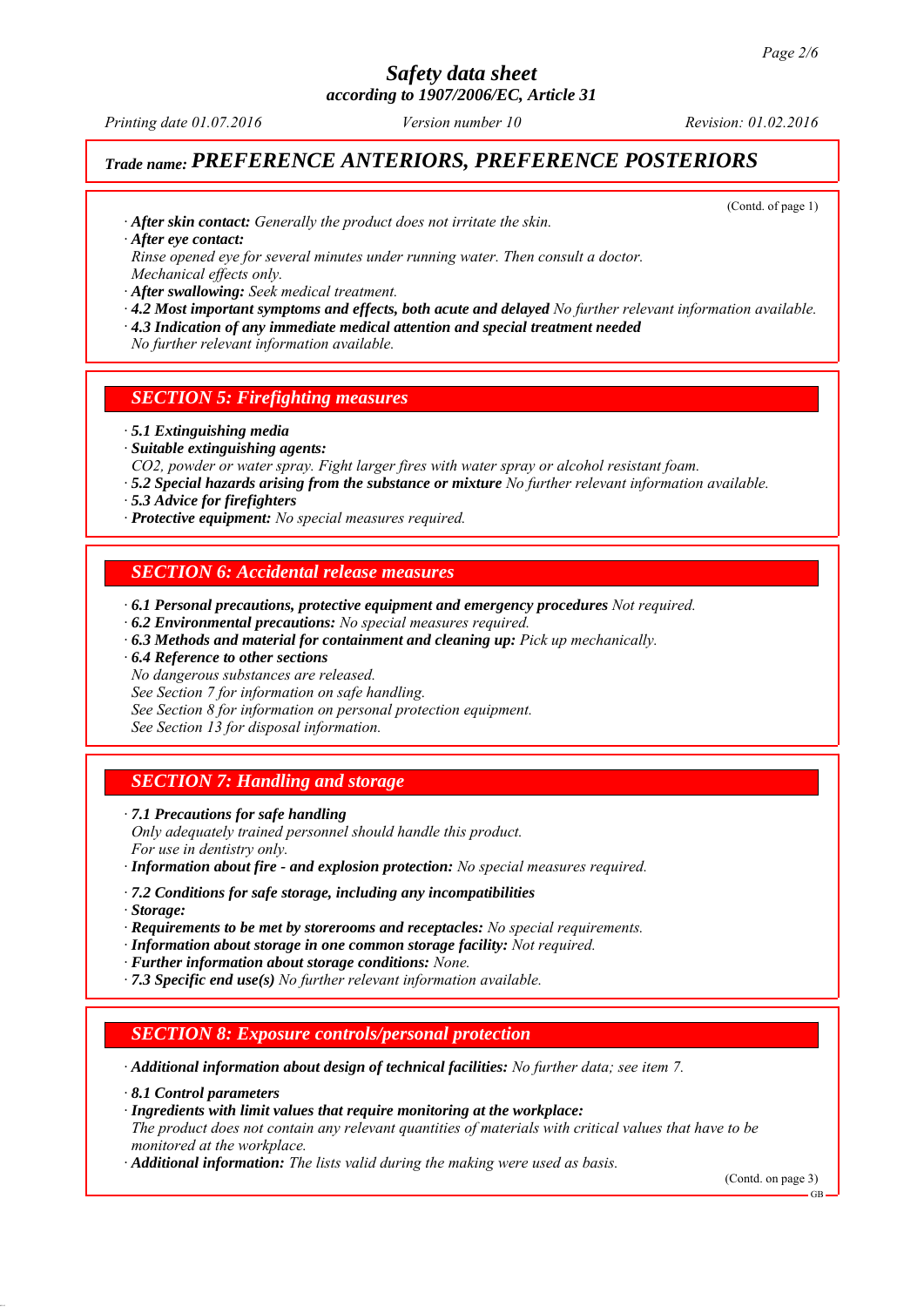# Trade name: PREFERENCE ANTERIORS, PREFERENCE POSTERIORS

(Contd. of page 1)

· **After skin contact:** *Generally the product does not irritate the skin.*
· **After eye contact:**
*Rinse opened eye for several minutes under running water. Then consult a doctor.*
*Mechanical effects only.*
· **After swallowing:** *Seek medical treatment.*
· **4.2 Most important symptoms and effects, both acute and delayed** *No further relevant information available.*
· **4.3 Indication of any immediate medical attention and special treatment needed**
*No further relevant information available.*

## SECTION 5: Firefighting measures

· **5.1 Extinguishing media**
· **Suitable extinguishing agents:**
*$CO_2$, powder or water spray. Fight larger fires with water spray or alcohol resistant foam.*
· **5.2 Special hazards arising from the substance or mixture** *No further relevant information available.*
· **5.3 Advice for firefighters**
· **Protective equipment:** *No special measures required.*

## SECTION 6: Accidental release measures

· **6.1 Personal precautions, protective equipment and emergency procedures** *Not required.*
· **6.2 Environmental precautions:** *No special measures required.*
· **6.3 Methods and material for containment and cleaning up:** *Pick up mechanically.*
· **6.4 Reference to other sections**
*No dangerous substances are released.*
*See Section 7 for information on safe handling.*
*See Section 8 for information on personal protection equipment.*
*See Section 13 for disposal information.*

## SECTION 7: Handling and storage

· **7.1 Precautions for safe handling**
*Only adequately trained personnel should handle this product.*
*For use in dentistry only.*
· **Information about fire - and explosion protection:** *No special measures required.*

· **7.2 Conditions for safe storage, including any incompatibilities**
· **Storage:**
· **Requirements to be met by storerooms and receptacles:** *No special requirements.*
· **Information about storage in one common storage facility:** *Not required.*
· **Further information about storage conditions:** *None.*
· **7.3 Specific end use(s)** *No further relevant information available.*

## SECTION 8: Exposure controls/personal protection

· **Additional information about design of technical facilities:** *No further data; see item 7.*

· **8.1 Control parameters**
· **Ingredients with limit values that require monitoring at the workplace:**
*The product does not contain any relevant quantities of materials with critical values that have to be monitored at the workplace.*
· **Additional information:** *The lists valid during the making were used as basis.*

(Contd. on page 3)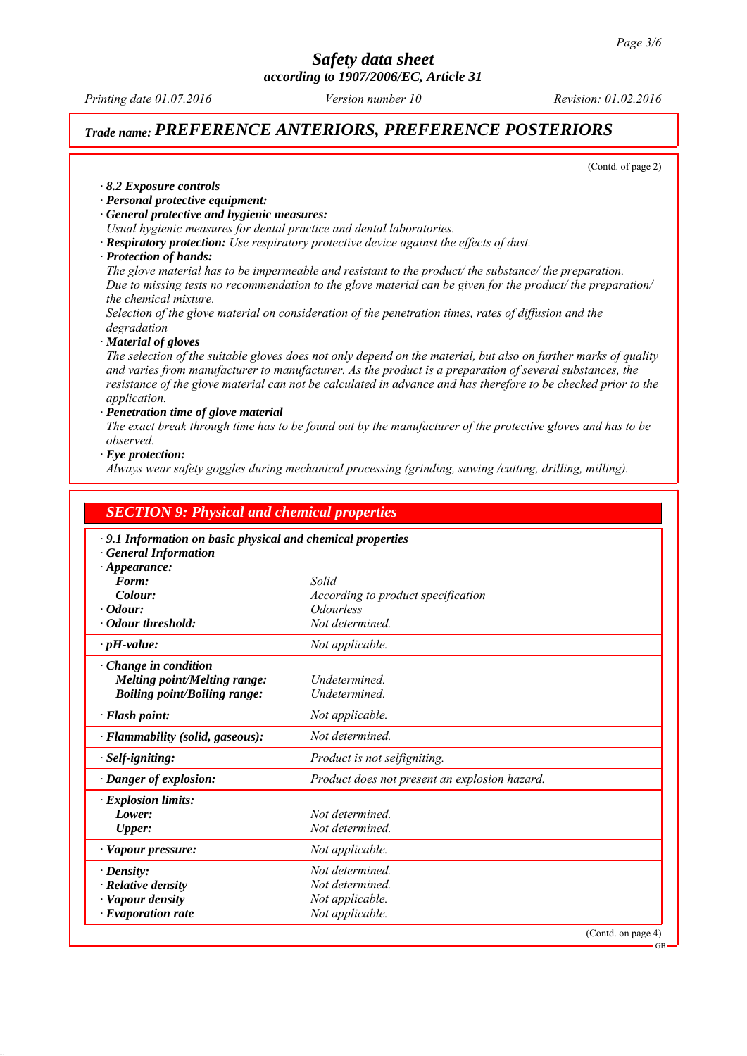(Contd. of page 2)

· **8.2 Exposure controls**
· **Personal protective equipment:**
· **General protective and hygienic measures:**
*Usual hygienic measures for dental practice and dental laboratories.*
· **Respiratory protection:** *Use respiratory protective device against the effects of dust.*
· **Protection of hands:**
*The glove material has to be impermeable and resistant to the product/ the substance/ the preparation.*
*Due to missing tests no recommendation to the glove material can be given for the product/ the preparation/ the chemical mixture.*
*Selection of the glove material on consideration of the penetration times, rates of diffusion and the degradation*
· **Material of gloves**
*The selection of the suitable gloves does not only depend on the material, but also on further marks of quality and varies from manufacturer to manufacturer. As the product is a preparation of several substances, the resistance of the glove material can not be calculated in advance and has therefore to be checked prior to the application.*
· **Penetration time of glove material**
*The exact break through time has to be found out by the manufacturer of the protective gloves and has to be observed.*
· **Eye protection:**
*Always wear safety goggles during mechanical processing (grinding, sawing /cutting, drilling, milling).*

## SECTION 9: Physical and chemical properties

· **9.1 Information on basic physical and chemical properties**
· **General Information**

| | |
|---|---|
| · **Appearance:** | |
| **Form:** | *Solid* |
| **Colour:** | *According to product specification* |
| · **Odour:** | *Odourless* |
| · **Odour threshold:** | *Not determined.* |
| · **pH-value:** | *Not applicable.* |
| · **Change in condition** | |
| **Melting point/Melting range:** | *Undetermined.* |
| **Boiling point/Boiling range:** | *Undetermined.* |
| · **Flash point:** | *Not applicable.* |
| · **Flammability (solid, gaseous):** | *Not determined.* |
| · **Self-igniting:** | *Product is not selfigniting.* |
| · **Danger of explosion:** | *Product does not present an explosion hazard.* |
| · **Explosion limits:** | |
| **Lower:** | *Not determined.* |
| **Upper:** | *Not determined.* |
| · **Vapour pressure:** | *Not applicable.* |
| · **Density:** | *Not determined.* |
| · **Relative density** | *Not determined.* |
| · **Vapour density** | *Not applicable.* |
| · **Evaporation rate** | *Not applicable.* |

(Contd. on page 4)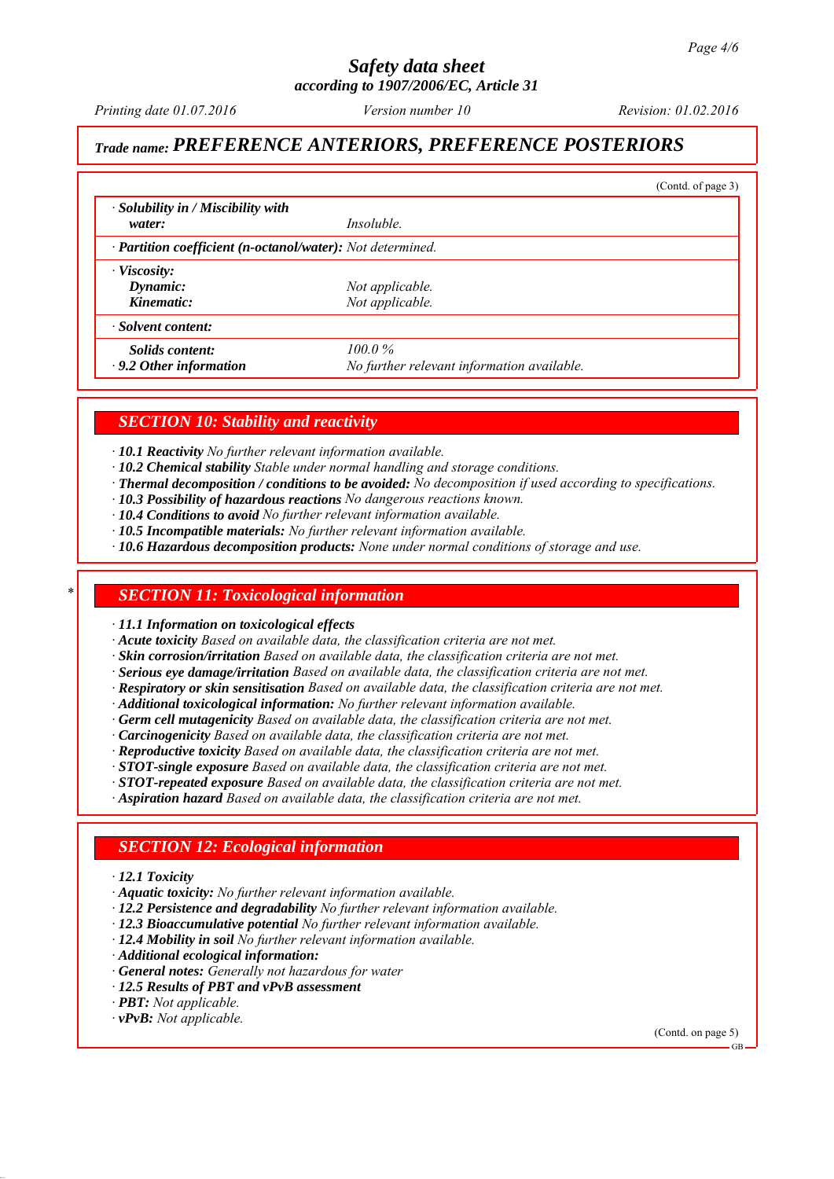## Trade name: PREFERENCE ANTERIORS, PREFERENCE POSTERIORS

(Contd. of page 3)

| | |
|---|---|
| · **Solubility in / Miscibility with water:** | *Insoluble.* |
| · **Partition coefficient (n-octanol/water):** *Not determined.* | |
| · **Viscosity:** | |
| **Dynamic:** | *Not applicable.* |
| **Kinematic:** | *Not applicable.* |
| · **Solvent content:** | |
| **Solids content:** | *100.0 %* |
| · **9.2 Other information** | *No further relevant information available.* |

## SECTION 10: Stability and reactivity

· **10.1 Reactivity** *No further relevant information available.*
· **10.2 Chemical stability** *Stable under normal handling and storage conditions.*
· **Thermal decomposition / conditions to be avoided:** *No decomposition if used according to specifications.*
· **10.3 Possibility of hazardous reactions** *No dangerous reactions known.*
· **10.4 Conditions to avoid** *No further relevant information available.*
· **10.5 Incompatible materials:** *No further relevant information available.*
· **10.6 Hazardous decomposition products:** *None under normal conditions of storage and use.*

## * SECTION 11: Toxicological information

· **11.1 Information on toxicological effects**
· **Acute toxicity** *Based on available data, the classification criteria are not met.*
· **Skin corrosion/irritation** *Based on available data, the classification criteria are not met.*
· **Serious eye damage/irritation** *Based on available data, the classification criteria are not met.*
· **Respiratory or skin sensitisation** *Based on available data, the classification criteria are not met.*
· **Additional toxicological information:** *No further relevant information available.*
· **Germ cell mutagenicity** *Based on available data, the classification criteria are not met.*
· **Carcinogenicity** *Based on available data, the classification criteria are not met.*
· **Reproductive toxicity** *Based on available data, the classification criteria are not met.*
· **STOT-single exposure** *Based on available data, the classification criteria are not met.*
· **STOT-repeated exposure** *Based on available data, the classification criteria are not met.*
· **Aspiration hazard** *Based on available data, the classification criteria are not met.*

## SECTION 12: Ecological information

· **12.1 Toxicity**
· **Aquatic toxicity:** *No further relevant information available.*
· **12.2 Persistence and degradability** *No further relevant information available.*
· **12.3 Bioaccumulative potential** *No further relevant information available.*
· **12.4 Mobility in soil** *No further relevant information available.*
· **Additional ecological information:**
· **General notes:** *Generally not hazardous for water*
· **12.5 Results of PBT and vPvB assessment**
· **PBT:** *Not applicable.*
· **vPvB:** *Not applicable.*

(Contd. on page 5)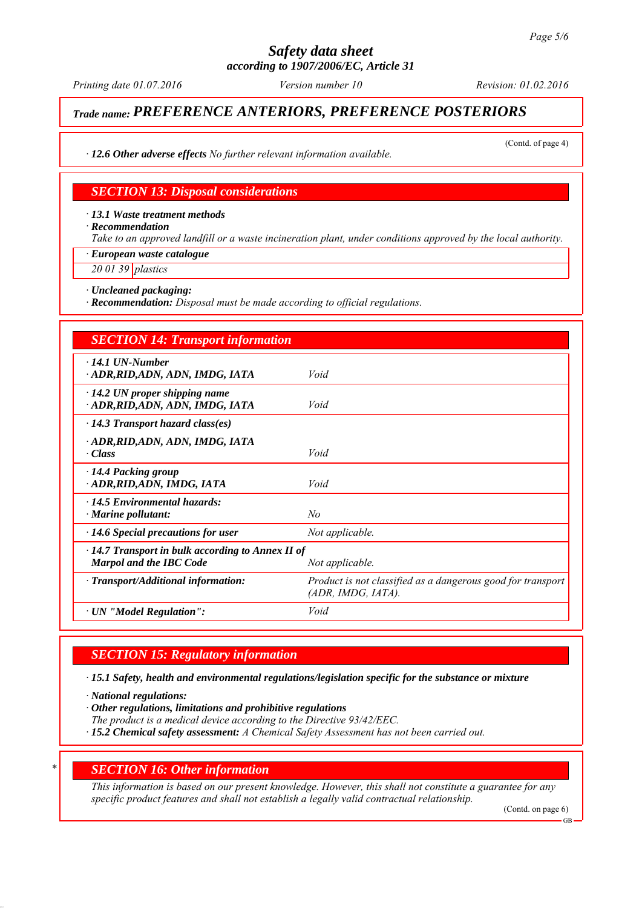## Trade name: PREFERENCE ANTERIORS, PREFERENCE POSTERIORS

(Contd. of page 4)

· **12.6 Other adverse effects** *No further relevant information available.*

## SECTION 13: Disposal considerations

· **13.1 Waste treatment methods**

· **Recommendation**

*Take to an approved landfill or a waste incineration plant, under conditions approved by the local authority.*

| · **European waste catalogue** | |
|---|---|
| *20 01 39* | *plastics* |

· **Uncleaned packaging:**

· **Recommendation:** *Disposal must be made according to official regulations.*

## SECTION 14: Transport information

| | |
|---|---|
| · **14.1 UN-Number**<br>· **ADR,RID,ADN, ADN, IMDG, IATA** | *Void* |
| · **14.2 UN proper shipping name**<br>· **ADR,RID,ADN, ADN, IMDG, IATA** | *Void* |
| · **14.3 Transport hazard class(es)**<br>· **ADR,RID,ADN, ADN, IMDG, IATA**<br>· **Class** | *Void* |
| · **14.4 Packing group**<br>· **ADR,RID,ADN, IMDG, IATA** | *Void* |
| · **14.5 Environmental hazards:**<br>· **Marine pollutant:** | *No* |
| · **14.6 Special precautions for user** | *Not applicable.* |
| · **14.7 Transport in bulk according to Annex II of Marpol and the IBC Code** | *Not applicable.* |
| · **Transport/Additional information:** | *Product is not classified as a dangerous good for transport (ADR, IMDG, IATA).* |
| · **UN "Model Regulation":** | *Void* |

## SECTION 15: Regulatory information

· **15.1 Safety, health and environmental regulations/legislation specific for the substance or mixture**

· **National regulations:**

· **Other regulations, limitations and prohibitive regulations**

*The product is a medical device according to the Directive 93/42/EEC.*

· **15.2 Chemical safety assessment:** *A Chemical Safety Assessment has not been carried out.*

## * SECTION 16: Other information

*This information is based on our present knowledge. However, this shall not constitute a guarantee for any specific product features and shall not establish a legally valid contractual relationship.*

(Contd. on page 6)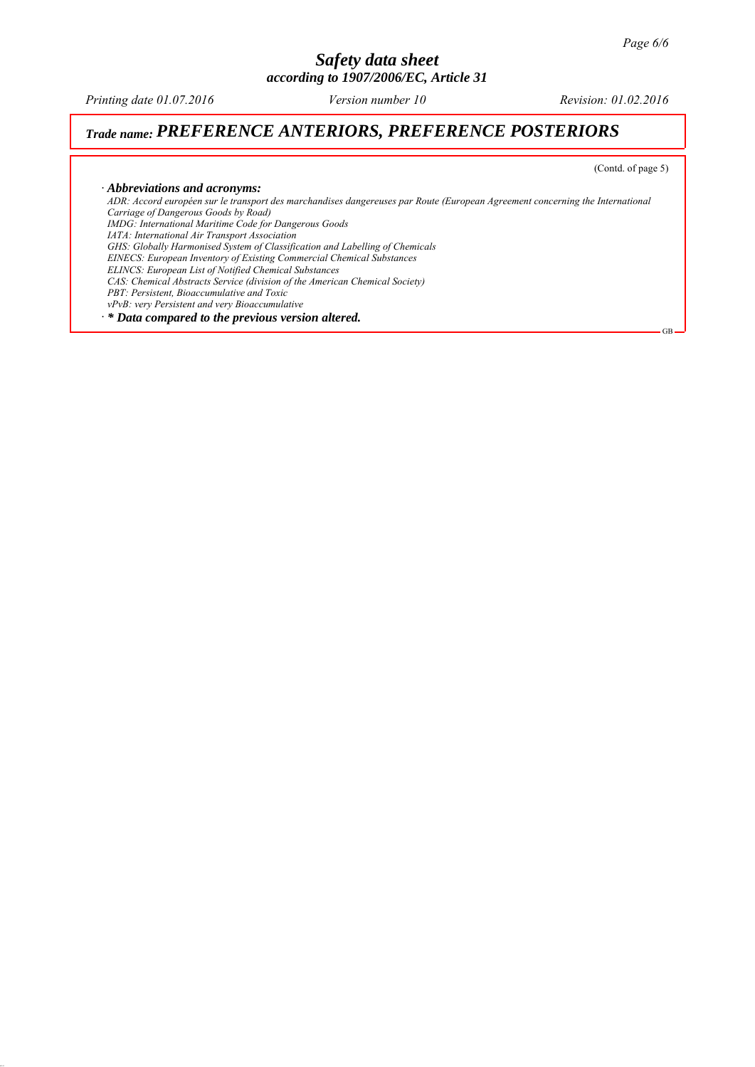*Trade name:* ***PREFERENCE ANTERIORS, PREFERENCE POSTERIORS***

(Contd. of page 5)

· ***Abbreviations and acronyms:***

*ADR: Accord européen sur le transport des marchandises dangereuses par Route (European Agreement concerning the International Carriage of Dangerous Goods by Road)*
*IMDG: International Maritime Code for Dangerous Goods*
*IATA: International Air Transport Association*
*GHS: Globally Harmonised System of Classification and Labelling of Chemicals*
*EINECS: European Inventory of Existing Commercial Chemical Substances*
*ELINCS: European List of Notified Chemical Substances*
*CAS: Chemical Abstracts Service (division of the American Chemical Society)*
*PBT: Persistent, Bioaccumulative and Toxic*
*vPvB: very Persistent and very Bioaccumulative*

· ***\* Data compared to the previous version altered.***

GB